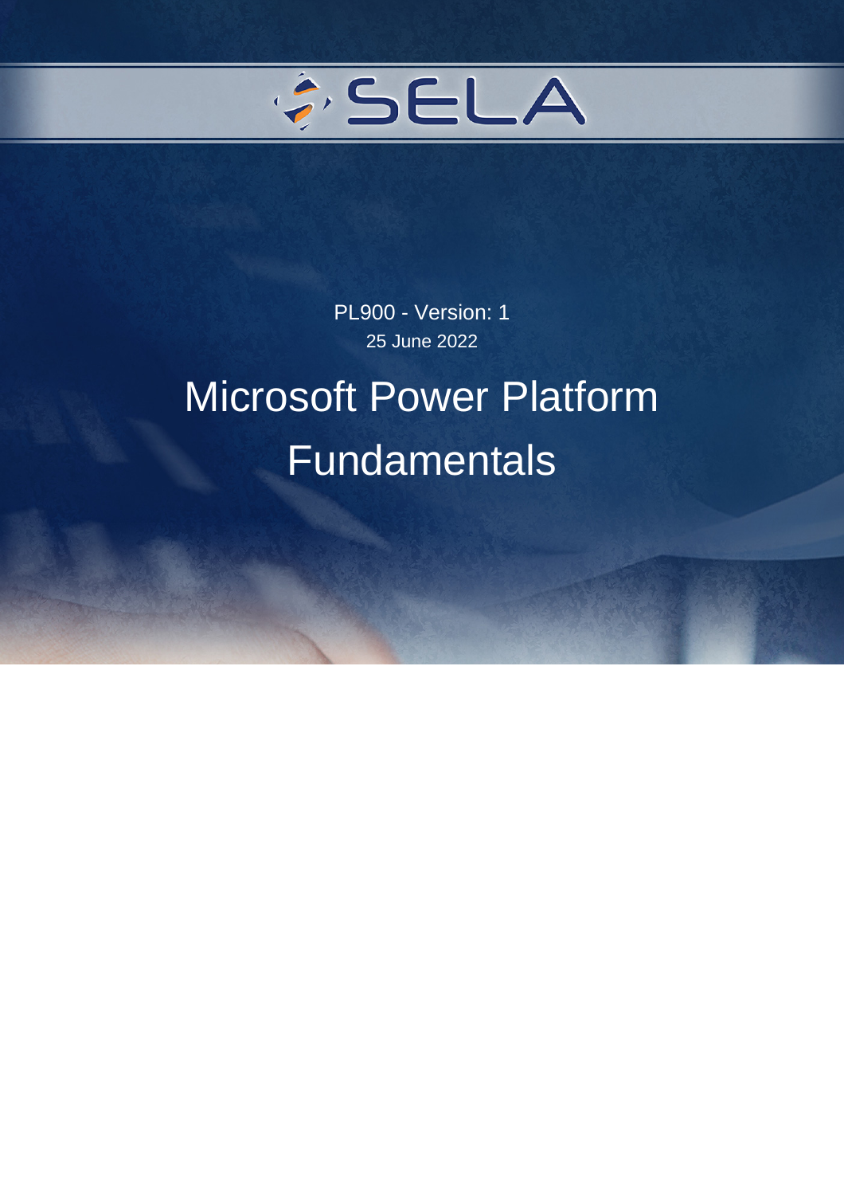SELA

PL900 - Version: 1

25 June 2022

# Microsoft Power Platform Fundamentals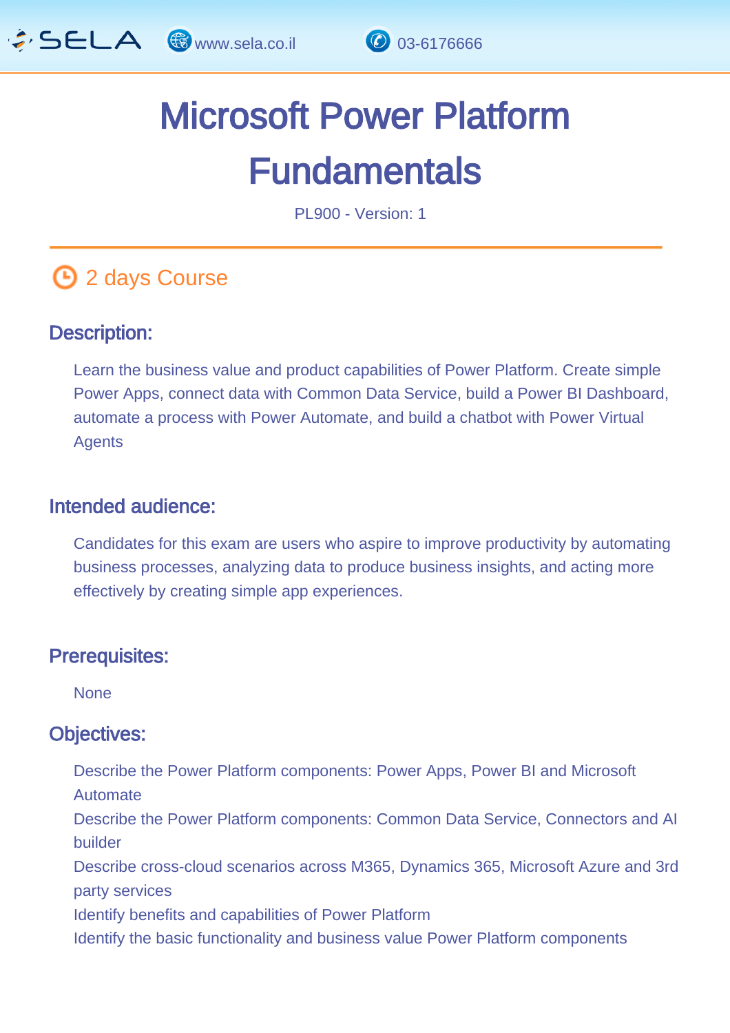# Microsoft Power Platform Fundamentals

PL900 - Version: 1

2 days Course

## Description:

Learn the business value and product capabilities of Power Platform. Create simple Power Apps, connect data with Common Data Service, build a Power BI Dashboard, automate a process with Power Automate, and build a chatbot with Power Virtual Agents

## Intended audience:

Candidates for this exam are users who aspire to improve productivity by automating business processes, analyzing data to produce business insights, and acting more effectively by creating simple app experiences.

## Prerequisites:

None

## Objectives:

Describe the Power Platform components: Power Apps, Power BI and Microsoft Automate

Describe the Power Platform components: Common Data Service, Connectors and AI builder

Describe cross-cloud scenarios across M365, Dynamics 365, Microsoft Azure and 3rd party services

Identify benefits and capabilities of Power Platform

Identify the basic functionality and business value Power Platform components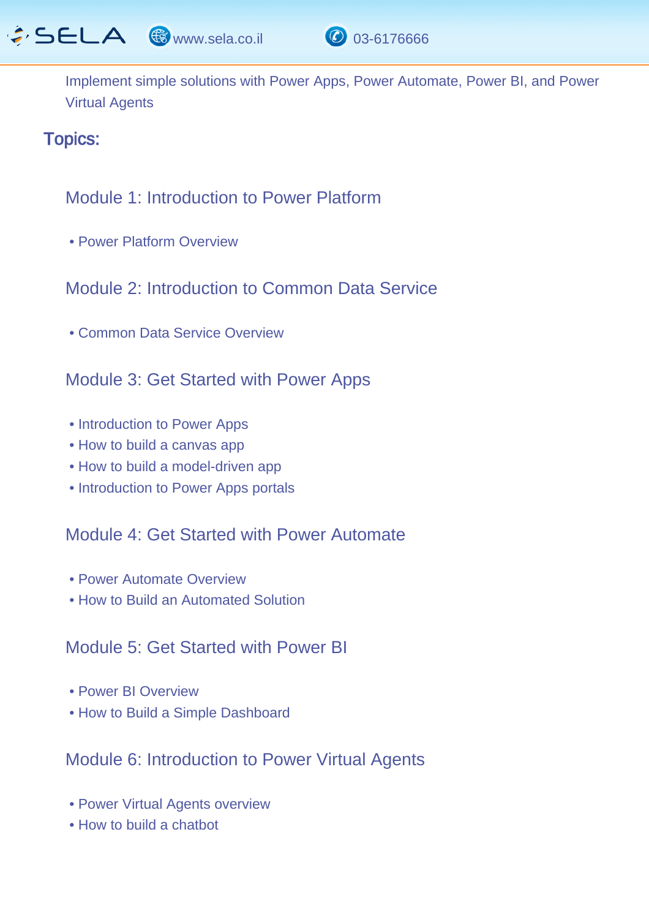Implement simple solutions with Power Apps, Power Automate, Power BI, and Power Virtual Agents

## Topics:

### Module 1: Introduction to Power Platform

- Power Platform Overview

### Module 2: Introduction to Common Data Service

- Common Data Service Overview

### Module 3: Get Started with Power Apps

- Introduction to Power Apps
- How to build a canvas app
- How to build a model-driven app
- Introduction to Power Apps portals

### Module 4: Get Started with Power Automate

- Power Automate Overview
- How to Build an Automated Solution

### Module 5: Get Started with Power BI

- Power BI Overview
- How to Build a Simple Dashboard

### Module 6: Introduction to Power Virtual Agents

- Power Virtual Agents overview
- How to build a chatbot